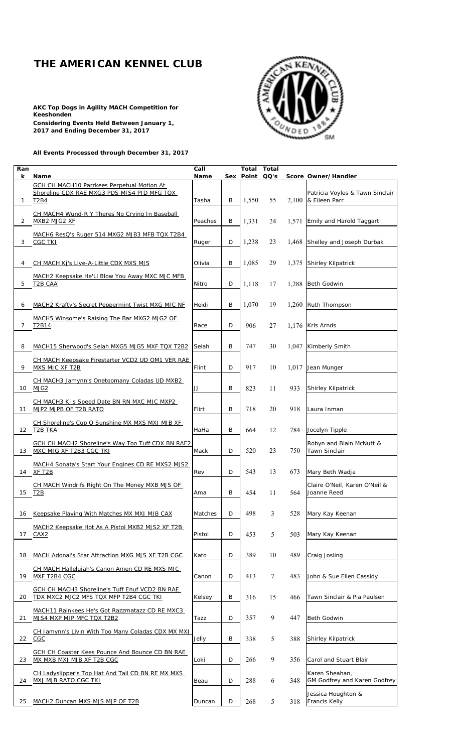# THE AMERICAN KENNEL CLUB

**AKC Top Dogs in Agility MACH Competition for Keeshonden**
**Considering Events Held Between January 1, 2017 and Ending December 31, 2017**

**All Events Processed through December 31, 2017**

| Rank | Name | Call Name | Sex | Total Point | Total QQ's | Score | Owner/Handler |
|---|---|---|---|---|---|---|---|
| 1 | GCH CH MACH10 Parrkees Perpetual Motion At Shoreline CDX RAE MXG3 PDS MJS4 PJD MFG TQX T2B4 | Tasha | B | 1,550 | 55 | 2,100 | Patricia Voyles & Tawn Sinclair & Eileen Parr |
| 2 | CH MACH4 Wund-R Y Theres No Crying In Baseball MXB2 MJG2 XF | Peaches | B | 1,331 | 24 | 1,571 | Emily and Harold Taggart |
| 3 | MACH6 ResQ's Ruger 514 MXG2 MJB3 MFB TQX T2B4 CGC TKI | Ruger | D | 1,238 | 23 | 1,468 | Shelley and Joseph Durbak |
| 4 | CH MACH Kj's Live-A-Little CDX MXS MJS | Olivia | B | 1,085 | 29 | 1,375 | Shirley Kilpatrick |
| 5 | MACH2 Keepsake He'Ll Blow You Away MXC MJC MFB T2B CAA | Nitro | D | 1,118 | 17 | 1,288 | Beth Godwin |
| 6 | MACH2 Krafty's Secret Peppermint Twist MXG MJC NF | Heidi | B | 1,070 | 19 | 1,260 | Ruth Thompson |
| 7 | MACH5 Winsome's Raising The Bar MXG2 MJG2 OF T2B14 | Race | D | 906 | 27 | 1,176 | Kris Arnds |
| 8 | MACH15 Sherwood's Selah MXG5 MJG5 MXF TQX T2B2 | Selah | B | 747 | 30 | 1,047 | Kimberly Smith |
| 9 | CH MACH Keepsake Firestarter VCD2 UD OM1 VER RAE MXS MJC XF T2B | Flint | D | 917 | 10 | 1,017 | Jean Munger |
| 10 | CH MACH3 Jamynn's Onetoomany Coladas UD MXB2 MJG2 | JJ | B | 823 | 11 | 933 | Shirley Kilpatrick |
| 11 | CH MACH3 Kj's Speed Date BN RN MXC MJC MXP2 MJP2 MJPB OF T2B RATO | Flirt | B | 718 | 20 | 918 | Laura Inman |
| 12 | CH Shoreline's Cup O Sunshine MX MXS MXJ MJB XF T2B TKA | HaHa | B | 664 | 12 | 784 | Jocelyn Tipple |
| 13 | GCH CH MACH2 Shoreline's Way Too Tuff CDX BN RAE2 MXC MJG XF T2B3 CGC TKI | Mack | D | 520 | 23 | 750 | Robyn and Blain McNutt & Tawn Sinclair |
| 14 | MACH4 Sonata's Start Your Engines CD RE MXS2 MJS2 XF T2B | Rev | D | 543 | 13 | 673 | Mary Beth Wadja |
| 15 | CH MACH Windrifs Right On The Money MXB MJS OF T2B | Ama | B | 454 | 11 | 564 | Claire O'Neil, Karen O'Neil & Joanne Reed |
| 16 | Keepsake Playing With Matches MX MXJ MJB CAX | Matches | D | 498 | 3 | 528 | Mary Kay Keenan |
| 17 | MACH2 Keepsake Hot As A Pistol MXB2 MJS2 XF T2B CAX2 | Pistol | D | 453 | 5 | 503 | Mary Kay Keenan |
| 18 | MACH Adonai's Star Attraction MXG MJS XF T2B CGC | Kato | D | 389 | 10 | 489 | Craig Josling |
| 19 | CH MACH Hallelujah's Canon Amen CD RE MXS MJC MXF T2B4 CGC | Canon | D | 413 | 7 | 483 | John & Sue Ellen Cassidy |
| 20 | GCH CH MACH3 Shoreline's Tuff Enuf VCD2 BN RAE TDX MXC2 MJC2 MFS TQX MFP T2B4 CGC TKI | Kelsey | B | 316 | 15 | 466 | Tawn Sinclair & Pia Paulsen |
| 21 | MACH11 Rainkees He's Got Razzmatazz CD RE MXC3 MJS4 MXP MJP MFC TQX T2B2 | Tazz | D | 357 | 9 | 447 | Beth Godwin |
| 22 | CH Jamynn's Livin With Too Many Coladas CDX MX MXJ CGC | Jelly | B | 338 | 5 | 388 | Shirley Kilpatrick |
| 23 | GCH CH Coaster Kees Pounce And Bounce CD BN RAE MX MXB MXJ MJB XF T2B CGC | Loki | D | 266 | 9 | 356 | Carol and Stuart Blair |
| 24 | CH Ladyslipper's Top Hat And Tail CD BN RE MX MXS MXJ MJB RATO CGC TKI | Beau | D | 288 | 6 | 348 | Karen Sheahan, GM Godfrey and Karen Godfrey |
| 25 | MACH2 Duncan MXS MJS MJP OF T2B | Duncan | D | 268 | 5 | 318 | Jessica Houghton & Francis Kelly |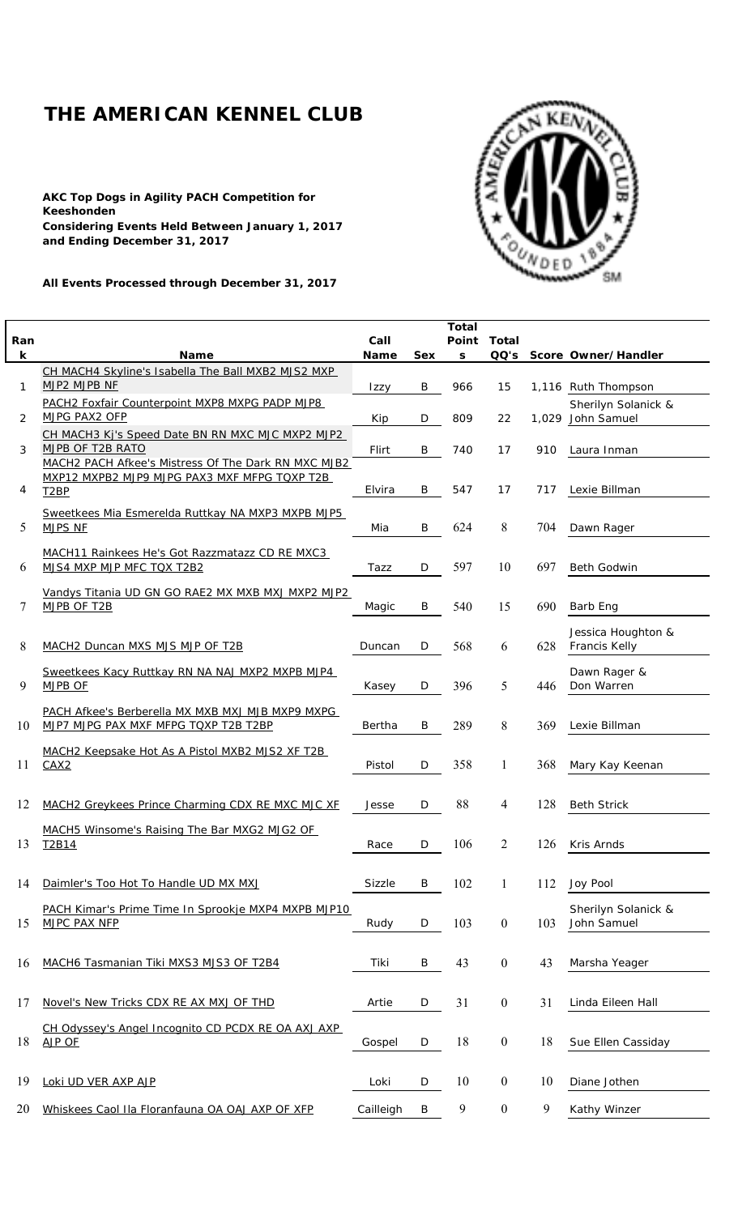# THE AMERICAN KENNEL CLUB

**AKC Top Dogs in Agility PACH Competition for Keeshonden**
**Considering Events Held Between January 1, 2017 and Ending December 31, 2017**

**All Events Processed through December 31, 2017**

| Rank | Name | Call Name | Sex | Total Points | Total QQ's | Score | Owner/Handler |
|---|---|---|---|---|---|---|---|
| 1 | CH MACH4 Skyline's Isabella The Ball MXB2 MJS2 MXP MJP2 MJPB NF | Izzy | B | 966 | 15 | 1,116 | Ruth Thompson |
| 2 | PACH2 Foxfair Counterpoint MXP8 MXPG PADP MJP8 MJPG PAX2 OFP | Kip | D | 809 | 22 | 1,029 | Sherilyn Solanick & John Samuel |
| 3 | CH MACH3 Kj's Speed Date BN RN MXC MJC MXP2 MJP2 MJPB OF T2B RATO | Flirt | B | 740 | 17 | 910 | Laura Inman |
| 4 | MACH2 PACH Afkee's Mistress Of The Dark RN MXC MJB2 MXP12 MXPB2 MJP9 MJPG PAX3 MXF MFPG TQXP T2B T2BP | Elvira | B | 547 | 17 | 717 | Lexie Billman |
| 5 | Sweetkees Mia Esmerelda Ruttkay NA MXP3 MXPB MJP5 MJPS NF | Mia | B | 624 | 8 | 704 | Dawn Rager |
| 6 | MACH11 Rainkees He's Got Razzmatazz CD RE MXC3 MJS4 MXP MJP MFC TQX T2B2 | Tazz | D | 597 | 10 | 697 | Beth Godwin |
| 7 | Vandys Titania UD GN GO RAE2 MX MXB MXJ MXP2 MJP2 MJPB OF T2B | Magic | B | 540 | 15 | 690 | Barb Eng |
| 8 | MACH2 Duncan MXS MJS MJP OF T2B | Duncan | D | 568 | 6 | 628 | Jessica Houghton & Francis Kelly |
| 9 | Sweetkees Kacy Ruttkay RN NA NAJ MXP2 MXPB MJP4 MJPB OF | Kasey | D | 396 | 5 | 446 | Dawn Rager & Don Warren |
| 10 | PACH Afkee's Berberella MX MXB MXJ MJB MXP9 MXPG MJP7 MJPG PAX MXF MFPG TQXP T2B T2BP | Bertha | B | 289 | 8 | 369 | Lexie Billman |
| 11 | MACH2 Keepsake Hot As A Pistol MXB2 MJS2 XF T2B CAX2 | Pistol | D | 358 | 1 | 368 | Mary Kay Keenan |
| 12 | MACH2 Greykees Prince Charming CDX RE MXC MJC XF | Jesse | D | 88 | 4 | 128 | Beth Strick |
| 13 | MACH5 Winsome's Raising The Bar MXG2 MJG2 OF T2B14 | Race | D | 106 | 2 | 126 | Kris Arnds |
| 14 | Daimler's Too Hot To Handle UD MX MXJ | Sizzle | B | 102 | 1 | 112 | Joy Pool |
| 15 | PACH Kimar's Prime Time In Sprookje MXP4 MXPB MJP10 MJPC PAX NFP | Rudy | D | 103 | 0 | 103 | Sherilyn Solanick & John Samuel |
| 16 | MACH6 Tasmanian Tiki MXS3 MJS3 OF T2B4 | Tiki | B | 43 | 0 | 43 | Marsha Yeager |
| 17 | Novel's New Tricks CDX RE AX MXJ OF THD | Artie | D | 31 | 0 | 31 | Linda Eileen Hall |
| 18 | CH Odyssey's Angel Incognito CD PCDX RE OA AXJ AXP AJP OF | Gospel | D | 18 | 0 | 18 | Sue Ellen Cassiday |
| 19 | Loki UD VER AXP AJP | Loki | D | 10 | 0 | 10 | Diane Jothen |
| 20 | Whiskees Caol Ila Floranfauna OA OAJ AXP OF XFP | Cailleigh | B | 9 | 0 | 9 | Kathy Winzer |